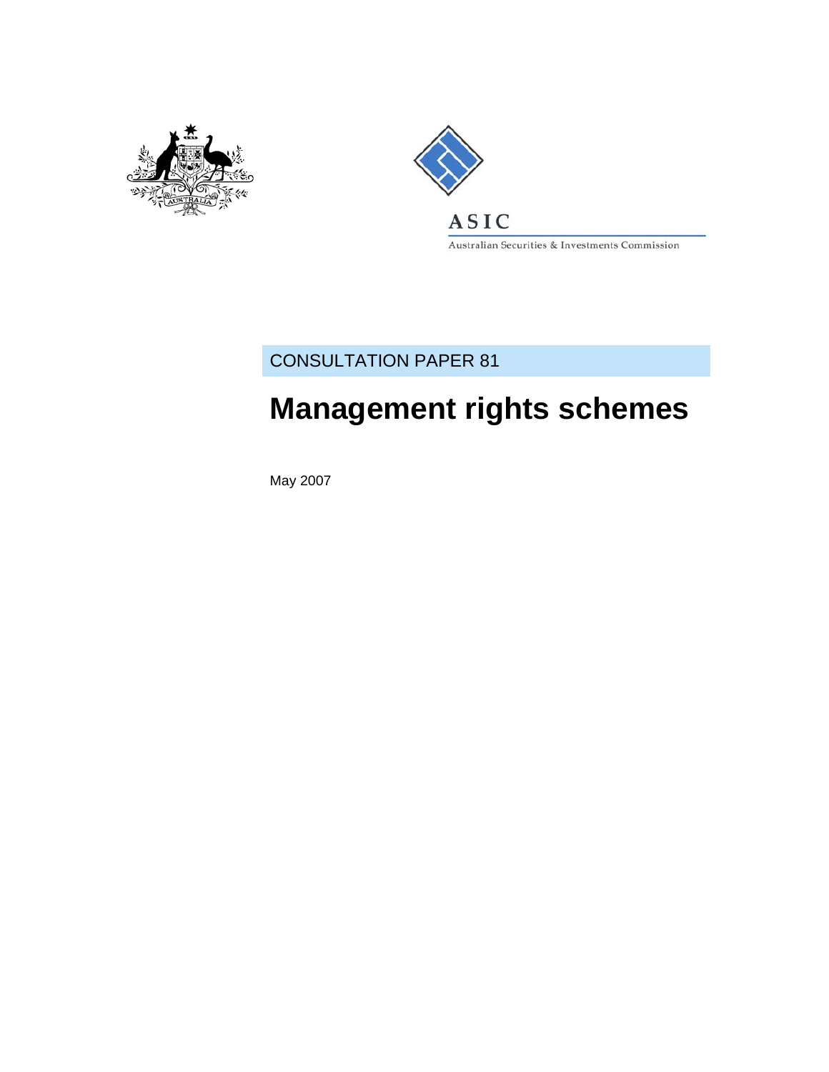ASIC

Australian Securities & Investments Commission

CONSULTATION PAPER 81

# Management rights schemes

May 2007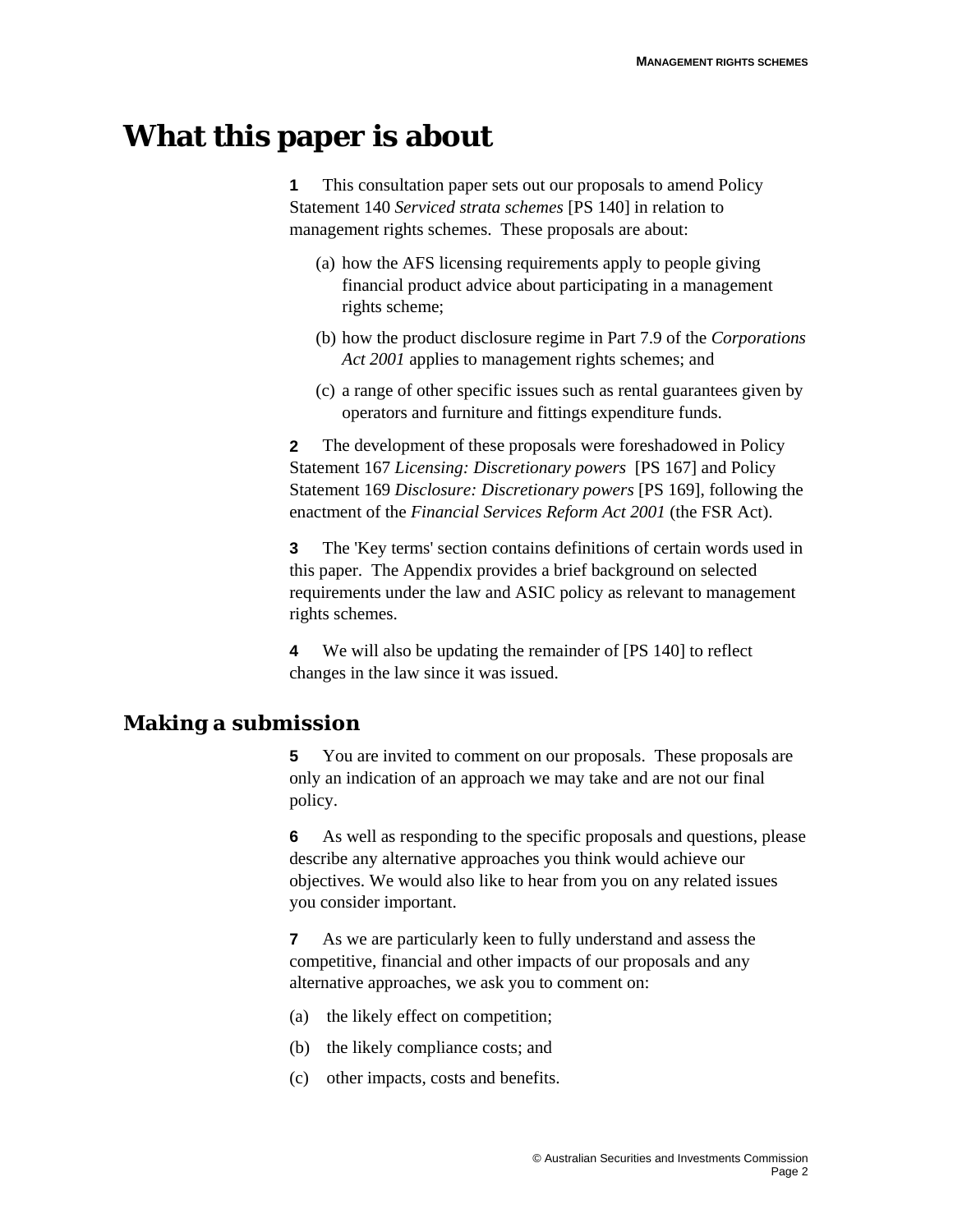# What this paper is about

**1** This consultation paper sets out our proposals to amend Policy Statement 140 *Serviced strata schemes* [PS 140] in relation to management rights schemes. These proposals are about:

(a) how the AFS licensing requirements apply to people giving financial product advice about participating in a management rights scheme;

(b) how the product disclosure regime in Part 7.9 of the *Corporations Act 2001* applies to management rights schemes; and

(c) a range of other specific issues such as rental guarantees given by operators and furniture and fittings expenditure funds.

**2** The development of these proposals were foreshadowed in Policy Statement 167 *Licensing: Discretionary powers* [PS 167] and Policy Statement 169 *Disclosure: Discretionary powers* [PS 169], following the enactment of the *Financial Services Reform Act 2001* (the FSR Act).

**3** The 'Key terms' section contains definitions of certain words used in this paper. The Appendix provides a brief background on selected requirements under the law and ASIC policy as relevant to management rights schemes.

**4** We will also be updating the remainder of [PS 140] to reflect changes in the law since it was issued.

## Making a submission

**5** You are invited to comment on our proposals. These proposals are only an indication of an approach we may take and are not our final policy.

**6** As well as responding to the specific proposals and questions, please describe any alternative approaches you think would achieve our objectives. We would also like to hear from you on any related issues you consider important.

**7** As we are particularly keen to fully understand and assess the competitive, financial and other impacts of our proposals and any alternative approaches, we ask you to comment on:

(a) the likely effect on competition;

(b) the likely compliance costs; and

(c) other impacts, costs and benefits.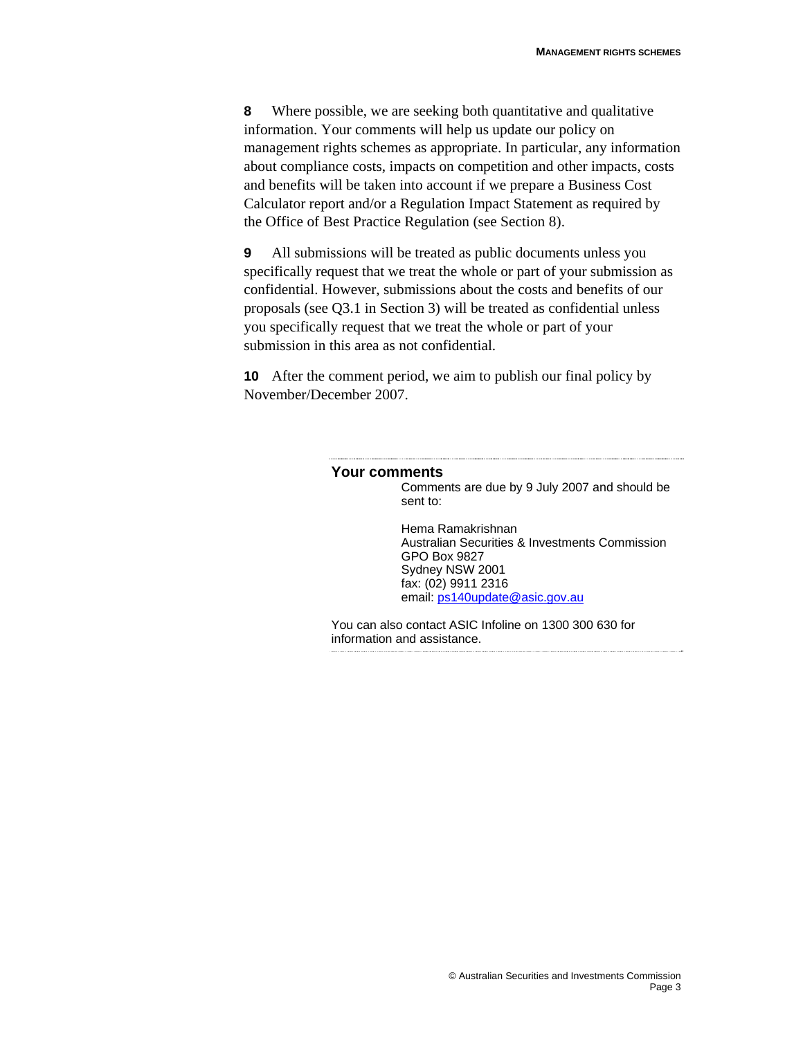**8** Where possible, we are seeking both quantitative and qualitative information. Your comments will help us update our policy on management rights schemes as appropriate. In particular, any information about compliance costs, impacts on competition and other impacts, costs and benefits will be taken into account if we prepare a Business Cost Calculator report and/or a Regulation Impact Statement as required by the Office of Best Practice Regulation (see Section 8).

**9** All submissions will be treated as public documents unless you specifically request that we treat the whole or part of your submission as confidential. However, submissions about the costs and benefits of our proposals (see Q3.1 in Section 3) will be treated as confidential unless you specifically request that we treat the whole or part of your submission in this area as not confidential.

**10** After the comment period, we aim to publish our final policy by November/December 2007.

---

**Your comments**

Comments are due by 9 July 2007 and should be sent to:

Hema Ramakrishnan
Australian Securities & Investments Commission
GPO Box 9827
Sydney NSW 2001
fax: (02) 9911 2316
email: ps140update@asic.gov.au

You can also contact ASIC Infoline on 1300 300 630 for information and assistance.

---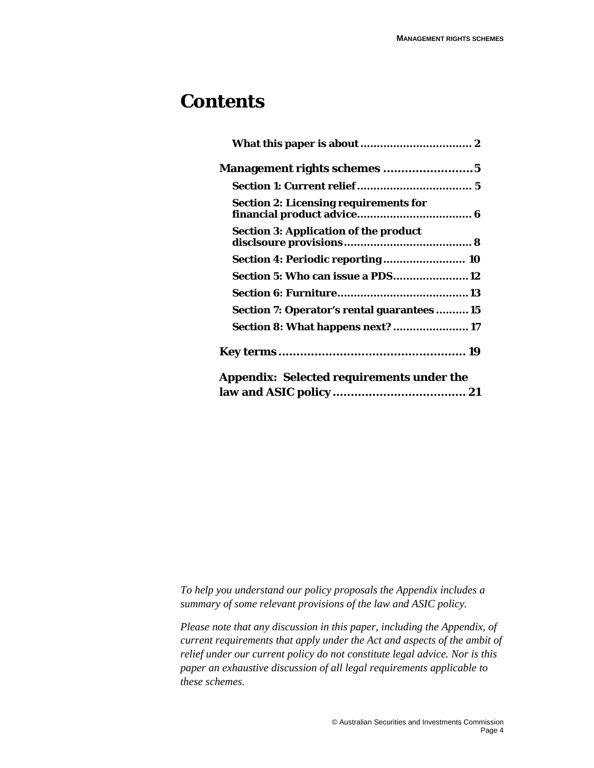# Contents

- **What this paper is about** ........................................ 2

**Management rights schemes** ........................................ 5

- **Section 1: Current relief** ........................................ 5
- **Section 2: Licensing requirements for financial product advice** ........................................ 6
- **Section 3: Application of the product disclsoure provisions** ........................................ 8
- **Section 4: Periodic reporting** ........................................ 10
- **Section 5: Who can issue a PDS** ........................................ 12
- **Section 6: Furniture** ........................................ 13
- **Section 7: Operator's rental guarantees** ........................................ 15
- **Section 8: What happens next?** ........................................ 17

**Key terms** ........................................ 19

**Appendix: Selected requirements under the law and ASIC policy** ........................................ 21

*To help you understand our policy proposals the Appendix includes a summary of some relevant provisions of the law and ASIC policy.*

*Please note that any discussion in this paper, including the Appendix, of current requirements that apply under the Act and aspects of the ambit of relief under our current policy do not constitute legal advice. Nor is this paper an exhaustive discussion of all legal requirements applicable to these schemes.*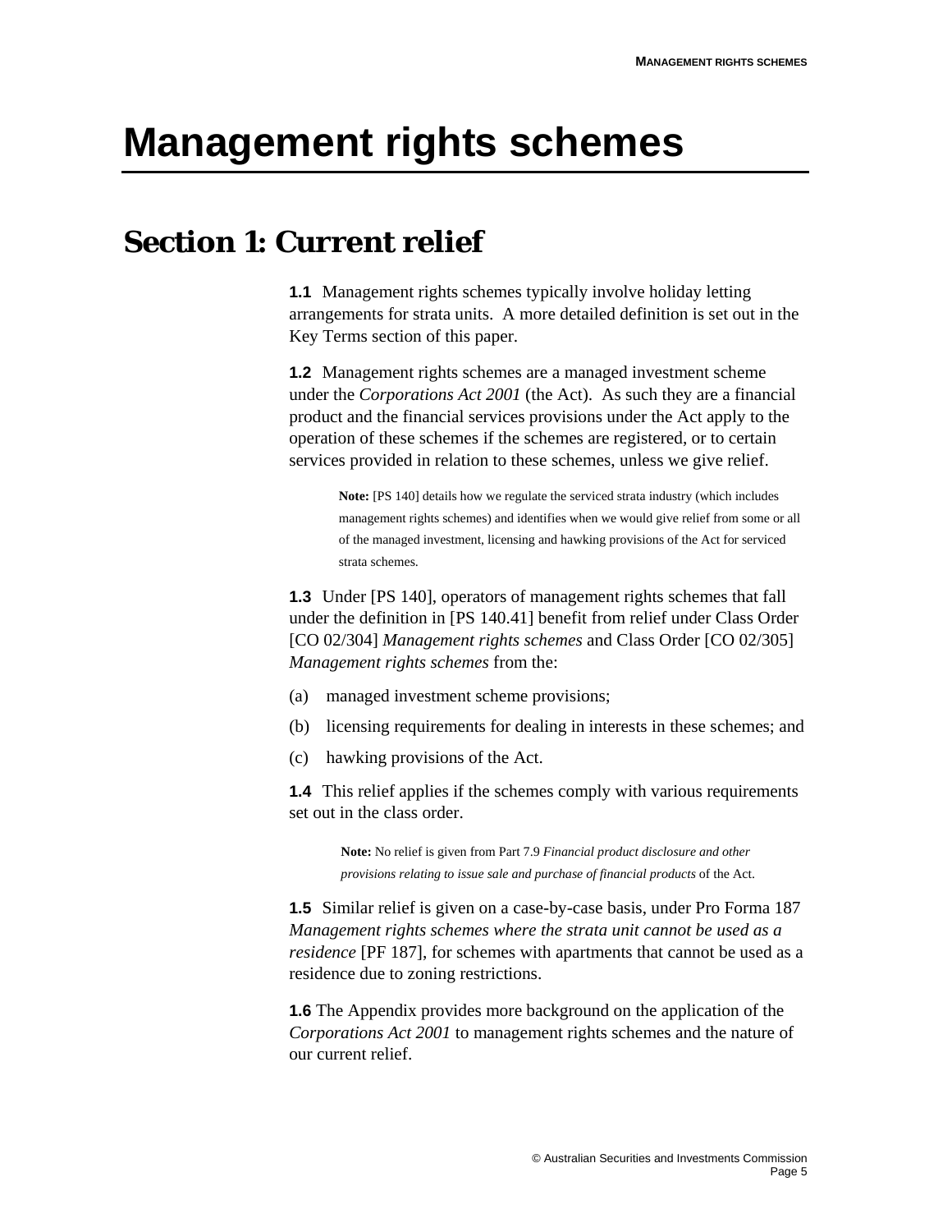# Management rights schemes

## Section 1: Current relief

**1.1** Management rights schemes typically involve holiday letting arrangements for strata units. A more detailed definition is set out in the Key Terms section of this paper.

**1.2** Management rights schemes are a managed investment scheme under the *Corporations Act 2001* (the Act). As such they are a financial product and the financial services provisions under the Act apply to the operation of these schemes if the schemes are registered, or to certain services provided in relation to these schemes, unless we give relief.

> **Note:** [PS 140] details how we regulate the serviced strata industry (which includes management rights schemes) and identifies when we would give relief from some or all of the managed investment, licensing and hawking provisions of the Act for serviced strata schemes.

**1.3** Under [PS 140], operators of management rights schemes that fall under the definition in [PS 140.41] benefit from relief under Class Order [CO 02/304] *Management rights schemes* and Class Order [CO 02/305] *Management rights schemes* from the:

(a) managed investment scheme provisions;

(b) licensing requirements for dealing in interests in these schemes; and

(c) hawking provisions of the Act.

**1.4** This relief applies if the schemes comply with various requirements set out in the class order.

> **Note:** No relief is given from Part 7.9 *Financial product disclosure and other provisions relating to issue sale and purchase of financial products* of the Act.

**1.5** Similar relief is given on a case-by-case basis, under Pro Forma 187 *Management rights schemes where the strata unit cannot be used as a residence* [PF 187], for schemes with apartments that cannot be used as a residence due to zoning restrictions.

**1.6** The Appendix provides more background on the application of the *Corporations Act 2001* to management rights schemes and the nature of our current relief.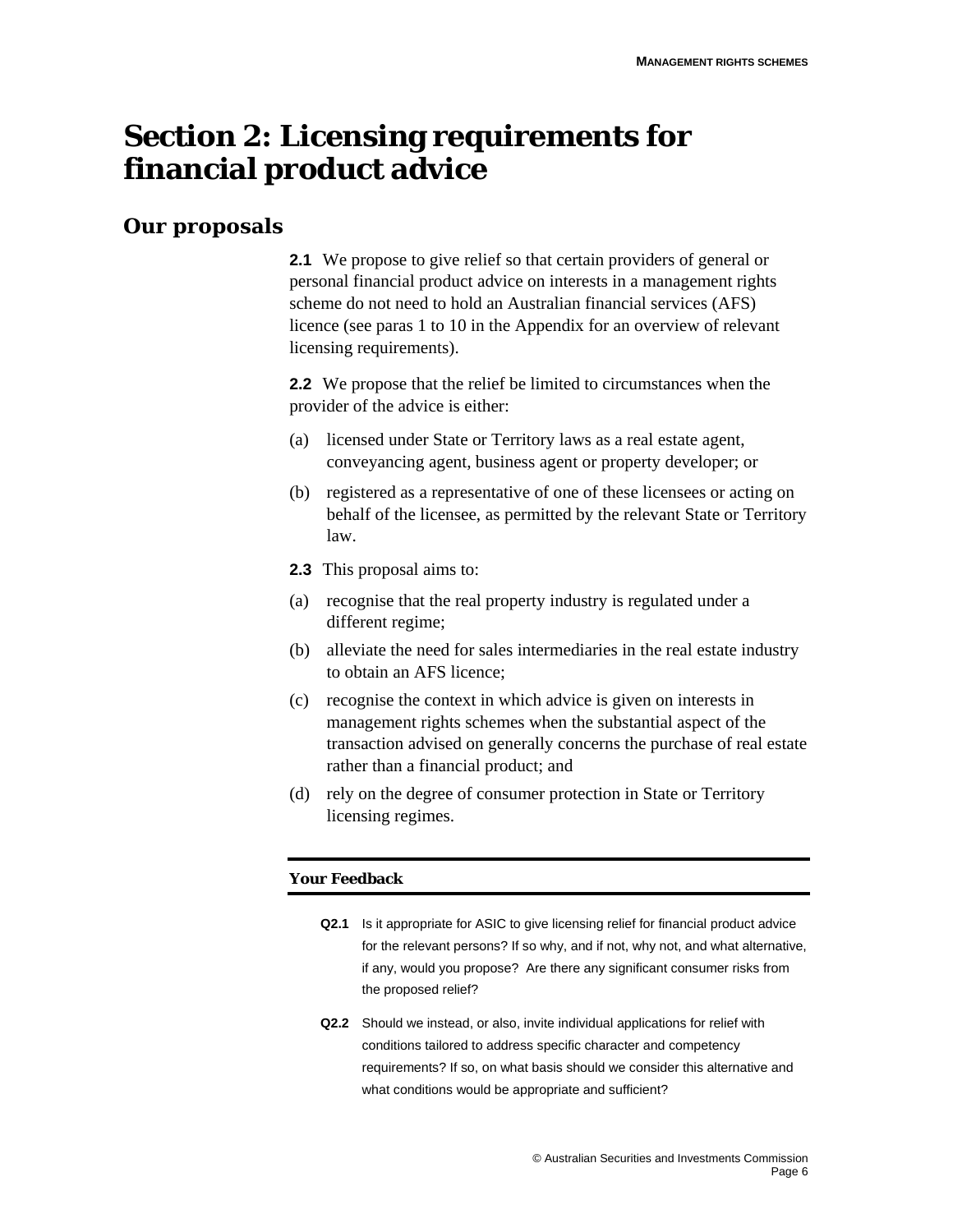# Section 2: Licensing requirements for financial product advice

## Our proposals

**2.1** We propose to give relief so that certain providers of general or personal financial product advice on interests in a management rights scheme do not need to hold an Australian financial services (AFS) licence (see paras 1 to 10 in the Appendix for an overview of relevant licensing requirements).

**2.2** We propose that the relief be limited to circumstances when the provider of the advice is either:

(a) licensed under State or Territory laws as a real estate agent, conveyancing agent, business agent or property developer; or

(b) registered as a representative of one of these licensees or acting on behalf of the licensee, as permitted by the relevant State or Territory law.

**2.3** This proposal aims to:

(a) recognise that the real property industry is regulated under a different regime;

(b) alleviate the need for sales intermediaries in the real estate industry to obtain an AFS licence;

(c) recognise the context in which advice is given on interests in management rights schemes when the substantial aspect of the transaction advised on generally concerns the purchase of real estate rather than a financial product; and

(d) rely on the degree of consumer protection in State or Territory licensing regimes.

---

**Your Feedback**

---

**Q2.1** Is it appropriate for ASIC to give licensing relief for financial product advice for the relevant persons? If so why, and if not, why not, and what alternative, if any, would you propose? Are there any significant consumer risks from the proposed relief?

**Q2.2** Should we instead, or also, invite individual applications for relief with conditions tailored to address specific character and competency requirements? If so, on what basis should we consider this alternative and what conditions would be appropriate and sufficient?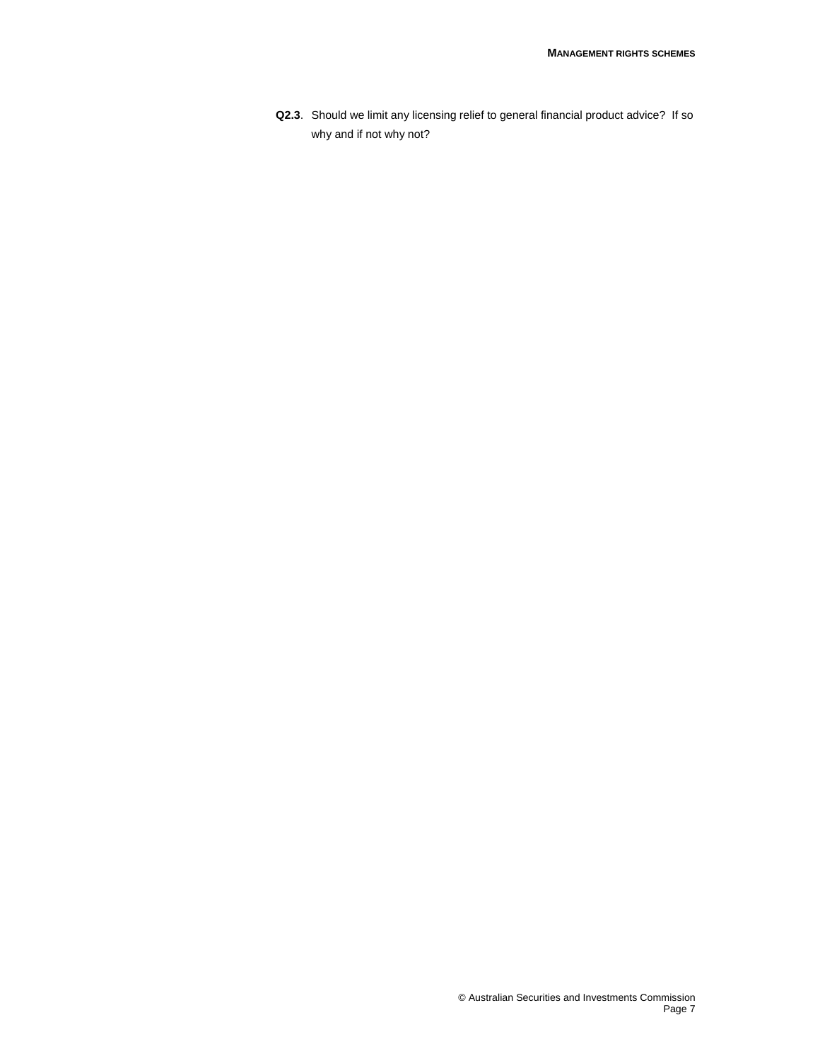**Q2.3**. Should we limit any licensing relief to general financial product advice? If so why and if not why not?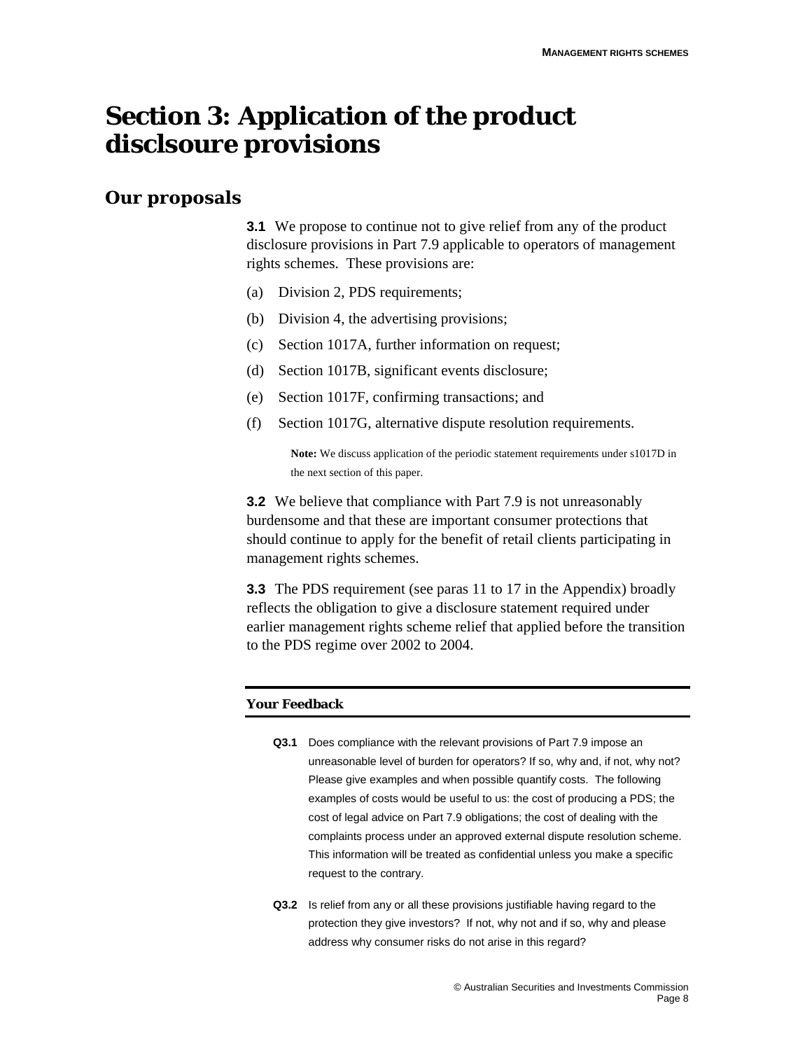# Section 3: Application of the product disclsoure provisions

## Our proposals

**3.1** We propose to continue not to give relief from any of the product disclosure provisions in Part 7.9 applicable to operators of management rights schemes. These provisions are:

(a) Division 2, PDS requirements;

(b) Division 4, the advertising provisions;

(c) Section 1017A, further information on request;

(d) Section 1017B, significant events disclosure;

(e) Section 1017F, confirming transactions; and

(f) Section 1017G, alternative dispute resolution requirements.

> **Note:** We discuss application of the periodic statement requirements under s1017D in the next section of this paper.

**3.2** We believe that compliance with Part 7.9 is not unreasonably burdensome and that these are important consumer protections that should continue to apply for the benefit of retail clients participating in management rights schemes.

**3.3** The PDS requirement (see paras 11 to 17 in the Appendix) broadly reflects the obligation to give a disclosure statement required under earlier management rights scheme relief that applied before the transition to the PDS regime over 2002 to 2004.

---

**Your Feedback**

---

**Q3.1** Does compliance with the relevant provisions of Part 7.9 impose an unreasonable level of burden for operators? If so, why and, if not, why not? Please give examples and when possible quantify costs. The following examples of costs would be useful to us: the cost of producing a PDS; the cost of legal advice on Part 7.9 obligations; the cost of dealing with the complaints process under an approved external dispute resolution scheme. This information will be treated as confidential unless you make a specific request to the contrary.

**Q3.2** Is relief from any or all these provisions justifiable having regard to the protection they give investors? If not, why not and if so, why and please address why consumer risks do not arise in this regard?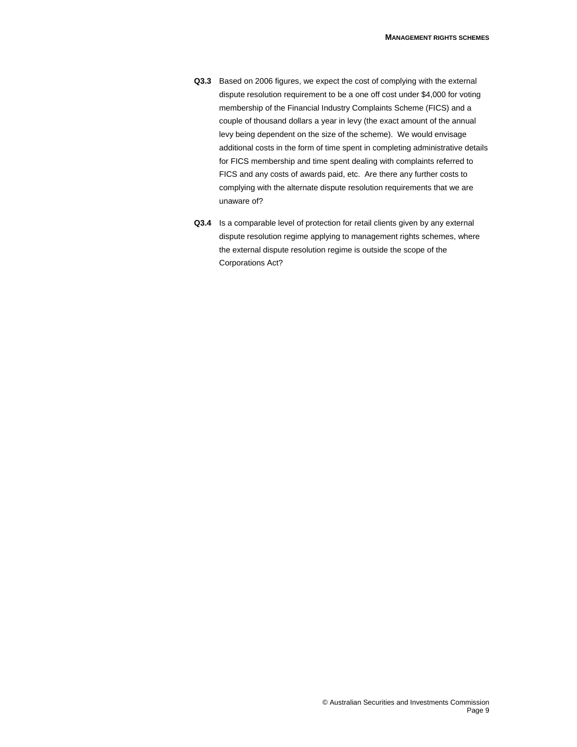**Q3.3** Based on 2006 figures, we expect the cost of complying with the external dispute resolution requirement to be a one off cost under $4,000 for voting membership of the Financial Industry Complaints Scheme (FICS) and a couple of thousand dollars a year in levy (the exact amount of the annual levy being dependent on the size of the scheme). We would envisage additional costs in the form of time spent in completing administrative details for FICS membership and time spent dealing with complaints referred to FICS and any costs of awards paid, etc. Are there any further costs to complying with the alternate dispute resolution requirements that we are unaware of?

**Q3.4** Is a comparable level of protection for retail clients given by any external dispute resolution regime applying to management rights schemes, where the external dispute resolution regime is outside the scope of the Corporations Act?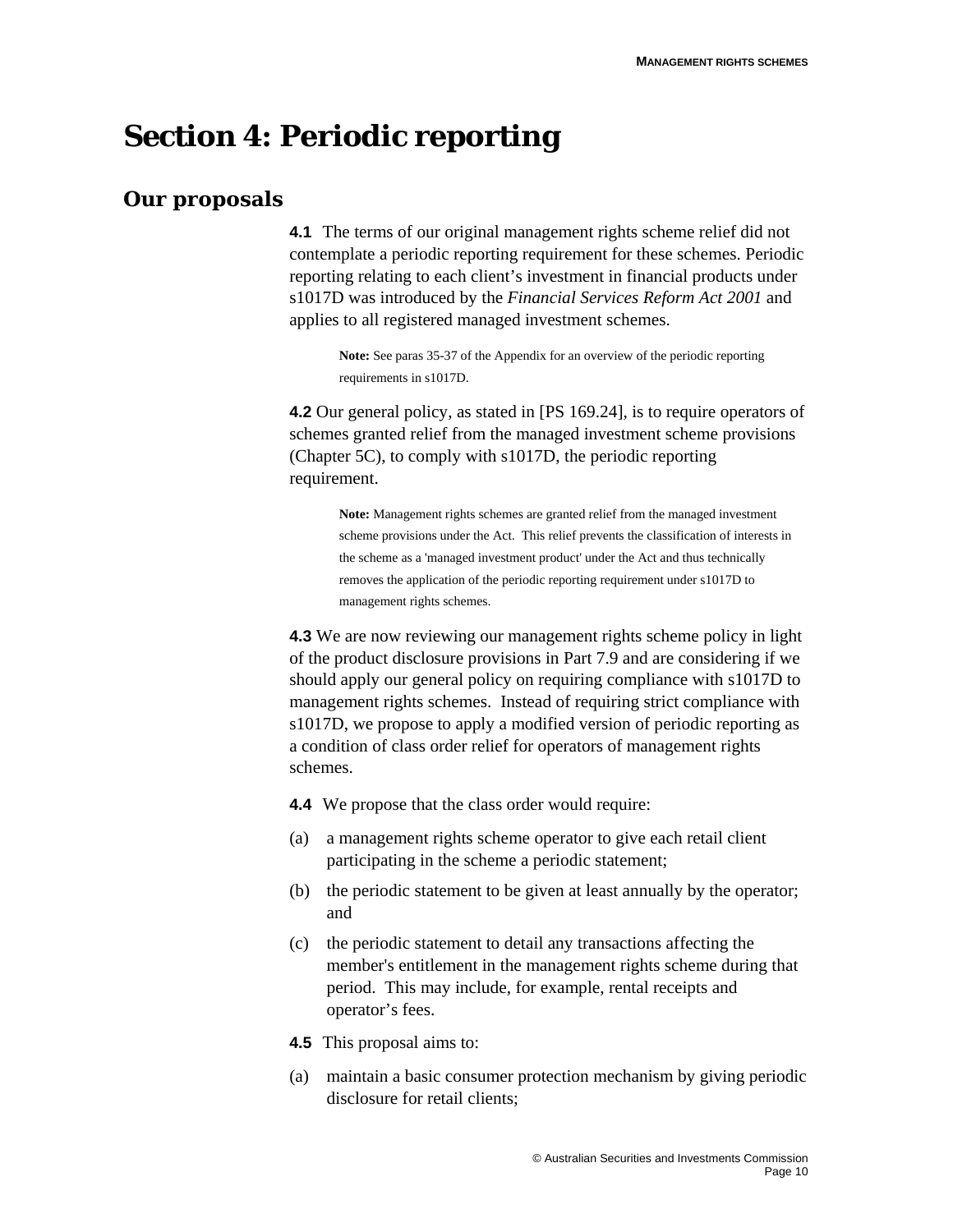# Section 4: Periodic reporting

## Our proposals

**4.1** The terms of our original management rights scheme relief did not contemplate a periodic reporting requirement for these schemes. Periodic reporting relating to each client's investment in financial products under s1017D was introduced by the *Financial Services Reform Act 2001* and applies to all registered managed investment schemes.

> **Note:** See paras 35-37 of the Appendix for an overview of the periodic reporting requirements in s1017D.

**4.2** Our general policy, as stated in [PS 169.24], is to require operators of schemes granted relief from the managed investment scheme provisions (Chapter 5C), to comply with s1017D, the periodic reporting requirement.

> **Note:** Management rights schemes are granted relief from the managed investment scheme provisions under the Act. This relief prevents the classification of interests in the scheme as a 'managed investment product' under the Act and thus technically removes the application of the periodic reporting requirement under s1017D to management rights schemes.

**4.3** We are now reviewing our management rights scheme policy in light of the product disclosure provisions in Part 7.9 and are considering if we should apply our general policy on requiring compliance with s1017D to management rights schemes. Instead of requiring strict compliance with s1017D, we propose to apply a modified version of periodic reporting as a condition of class order relief for operators of management rights schemes.

**4.4** We propose that the class order would require:

(a) a management rights scheme operator to give each retail client participating in the scheme a periodic statement;

(b) the periodic statement to be given at least annually by the operator; and

(c) the periodic statement to detail any transactions affecting the member's entitlement in the management rights scheme during that period. This may include, for example, rental receipts and operator's fees.

**4.5** This proposal aims to:

(a) maintain a basic consumer protection mechanism by giving periodic disclosure for retail clients;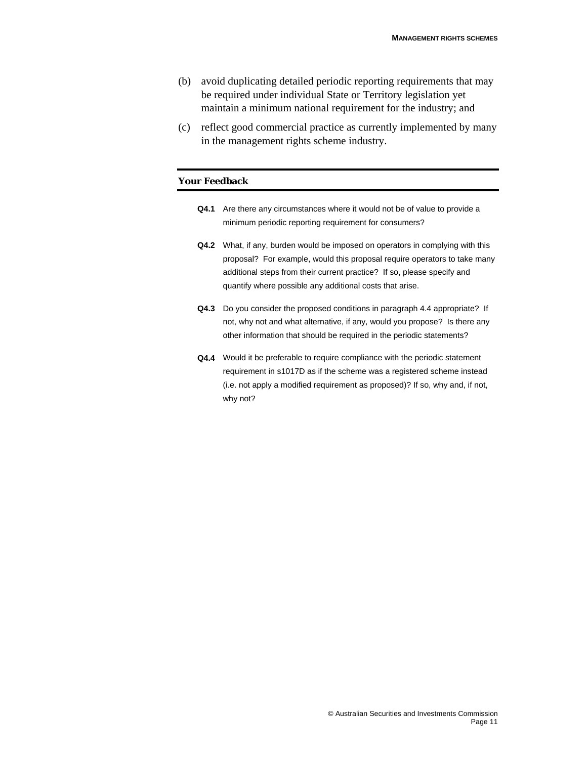(b) avoid duplicating detailed periodic reporting requirements that may be required under individual State or Territory legislation yet maintain a minimum national requirement for the industry; and

(c) reflect good commercial practice as currently implemented by many in the management rights scheme industry.

---

***Your Feedback***

---

**Q4.1** Are there any circumstances where it would not be of value to provide a minimum periodic reporting requirement for consumers?

**Q4.2** What, if any, burden would be imposed on operators in complying with this proposal? For example, would this proposal require operators to take many additional steps from their current practice? If so, please specify and quantify where possible any additional costs that arise.

**Q4.3** Do you consider the proposed conditions in paragraph 4.4 appropriate? If not, why not and what alternative, if any, would you propose? Is there any other information that should be required in the periodic statements?

**Q4.4** Would it be preferable to require compliance with the periodic statement requirement in s1017D as if the scheme was a registered scheme instead (i.e. not apply a modified requirement as proposed)? If so, why and, if not, why not?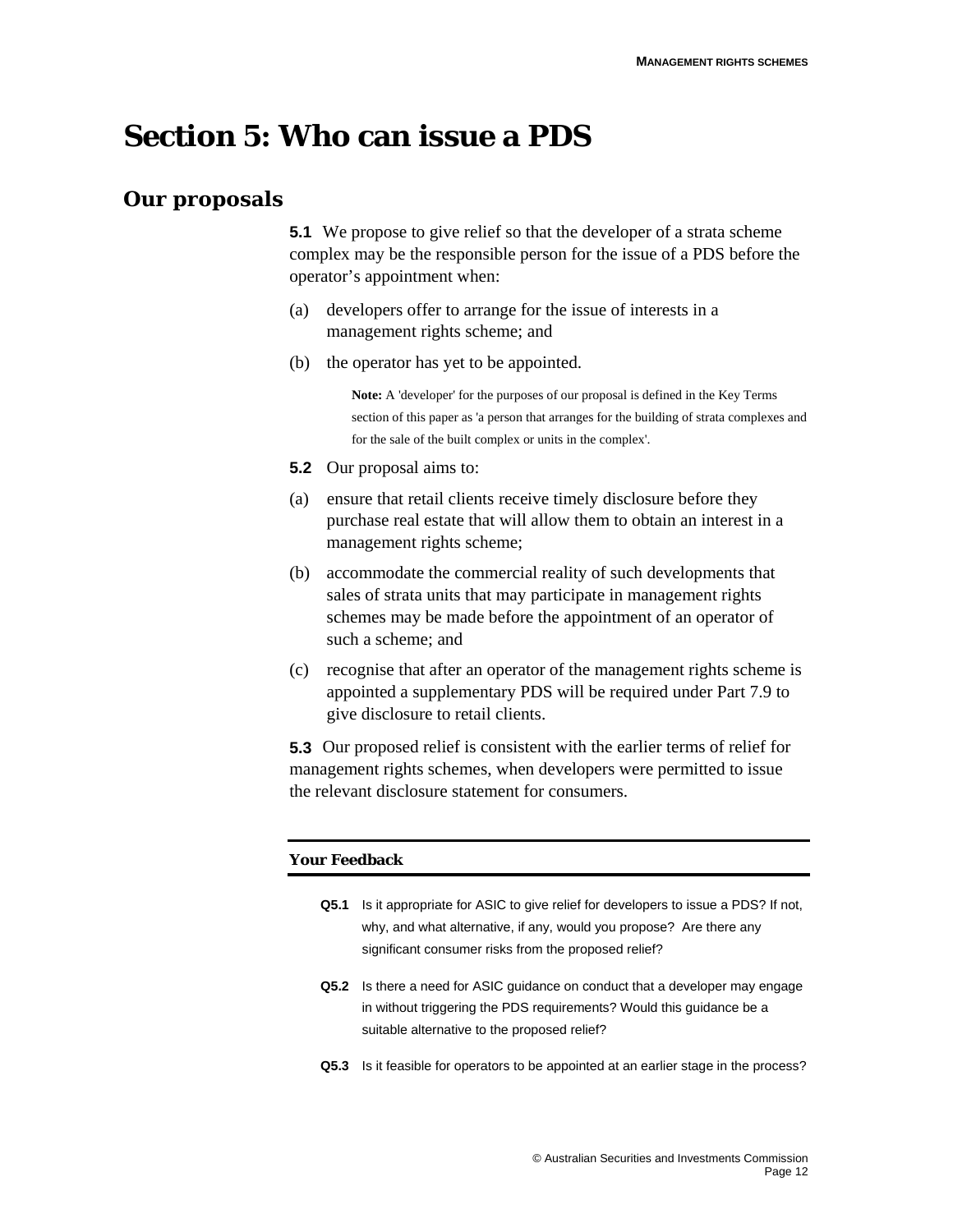# Section 5: Who can issue a PDS

## Our proposals

**5.1** We propose to give relief so that the developer of a strata scheme complex may be the responsible person for the issue of a PDS before the operator's appointment when:

(a) developers offer to arrange for the issue of interests in a management rights scheme; and

(b) the operator has yet to be appointed.

> **Note:** A 'developer' for the purposes of our proposal is defined in the Key Terms section of this paper as 'a person that arranges for the building of strata complexes and for the sale of the built complex or units in the complex'.

**5.2** Our proposal aims to:

(a) ensure that retail clients receive timely disclosure before they purchase real estate that will allow them to obtain an interest in a management rights scheme;

(b) accommodate the commercial reality of such developments that sales of strata units that may participate in management rights schemes may be made before the appointment of an operator of such a scheme; and

(c) recognise that after an operator of the management rights scheme is appointed a supplementary PDS will be required under Part 7.9 to give disclosure to retail clients.

**5.3** Our proposed relief is consistent with the earlier terms of relief for management rights schemes, when developers were permitted to issue the relevant disclosure statement for consumers.

---

**Your Feedback**

---

**Q5.1** Is it appropriate for ASIC to give relief for developers to issue a PDS? If not, why, and what alternative, if any, would you propose? Are there any significant consumer risks from the proposed relief?

**Q5.2** Is there a need for ASIC guidance on conduct that a developer may engage in without triggering the PDS requirements? Would this guidance be a suitable alternative to the proposed relief?

**Q5.3** Is it feasible for operators to be appointed at an earlier stage in the process?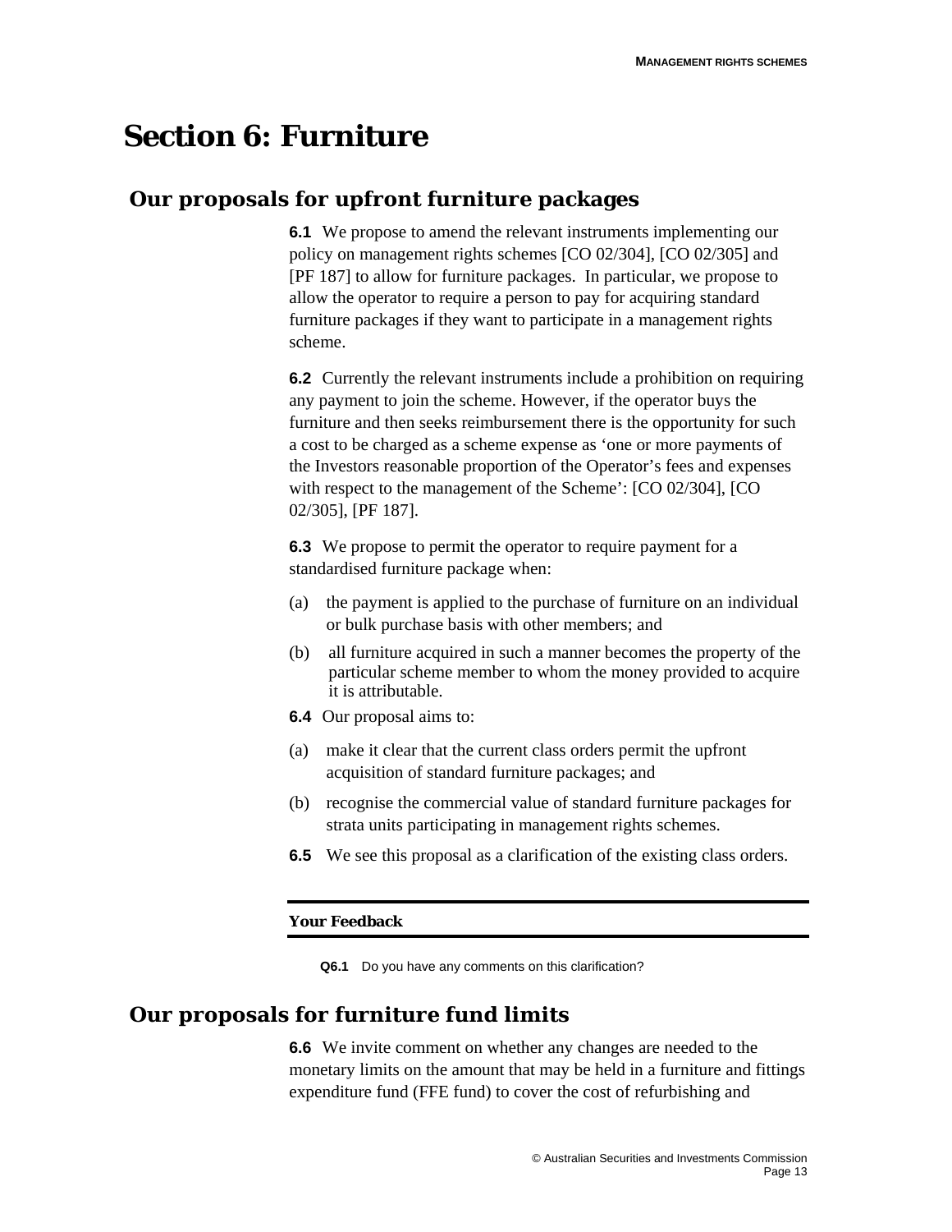# Section 6: Furniture

## Our proposals for upfront furniture packages

**6.1** We propose to amend the relevant instruments implementing our policy on management rights schemes [CO 02/304], [CO 02/305] and [PF 187] to allow for furniture packages. In particular, we propose to allow the operator to require a person to pay for acquiring standard furniture packages if they want to participate in a management rights scheme.

**6.2** Currently the relevant instruments include a prohibition on requiring any payment to join the scheme. However, if the operator buys the furniture and then seeks reimbursement there is the opportunity for such a cost to be charged as a scheme expense as 'one or more payments of the Investors reasonable proportion of the Operator's fees and expenses with respect to the management of the Scheme': [CO 02/304], [CO 02/305], [PF 187].

**6.3** We propose to permit the operator to require payment for a standardised furniture package when:

(a) the payment is applied to the purchase of furniture on an individual or bulk purchase basis with other members; and

(b) all furniture acquired in such a manner becomes the property of the particular scheme member to whom the money provided to acquire it is attributable.

**6.4** Our proposal aims to:

(a) make it clear that the current class orders permit the upfront acquisition of standard furniture packages; and

(b) recognise the commercial value of standard furniture packages for strata units participating in management rights schemes.

**6.5** We see this proposal as a clarification of the existing class orders.

---

**Your Feedback**

---

**Q6.1** Do you have any comments on this clarification?

## Our proposals for furniture fund limits

**6.6** We invite comment on whether any changes are needed to the monetary limits on the amount that may be held in a furniture and fittings expenditure fund (FFE fund) to cover the cost of refurbishing and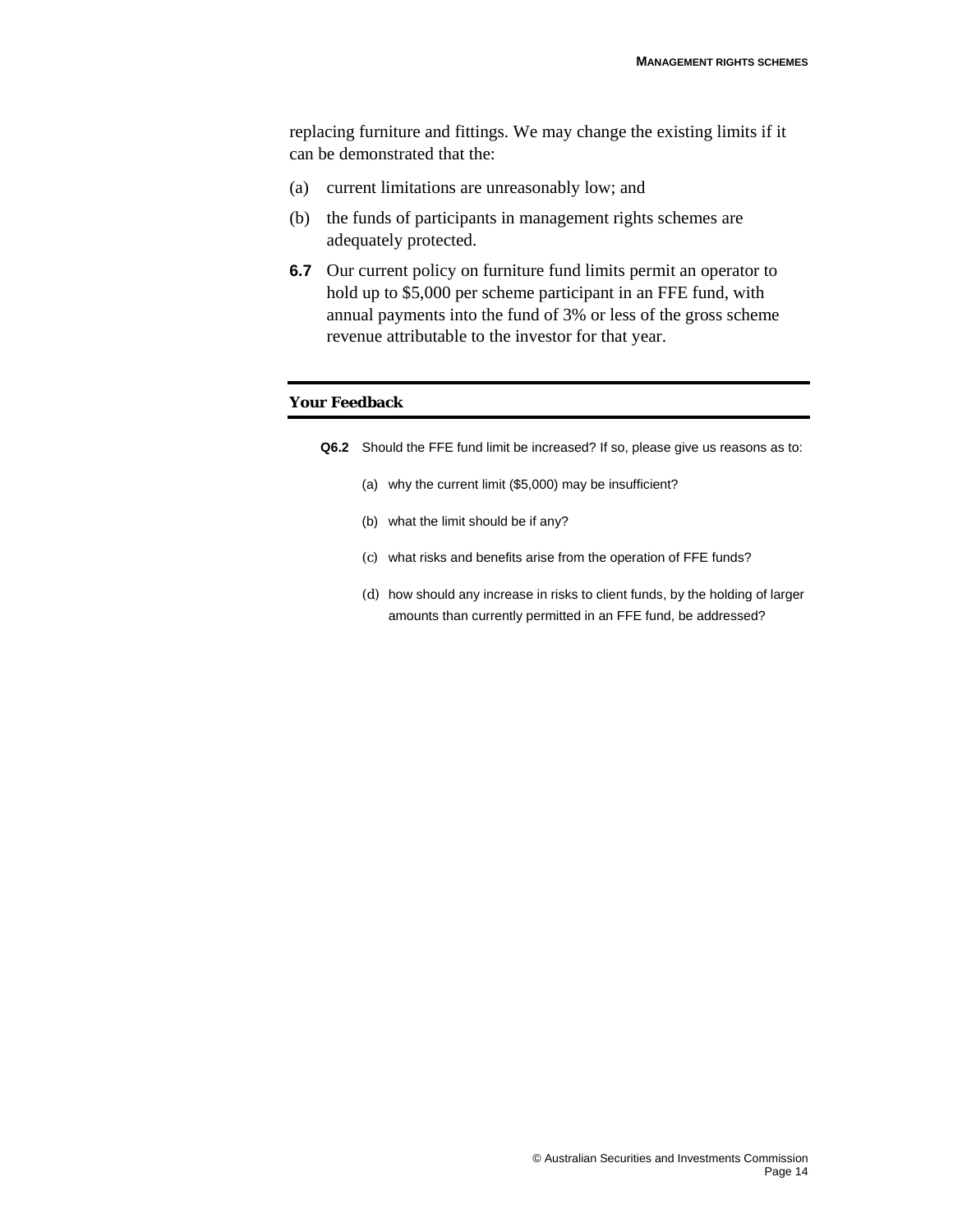replacing furniture and fittings. We may change the existing limits if it can be demonstrated that the:

(a) current limitations are unreasonably low; and

(b) the funds of participants in management rights schemes are adequately protected.

**6.7** Our current policy on furniture fund limits permit an operator to hold up to $5,000 per scheme participant in an FFE fund, with annual payments into the fund of 3% or less of the gross scheme revenue attributable to the investor for that year.

---

***Your Feedback***

---

**Q6.2** Should the FFE fund limit be increased? If so, please give us reasons as to:

(a) why the current limit ($5,000) may be insufficient?

(b) what the limit should be if any?

(c) what risks and benefits arise from the operation of FFE funds?

(d) how should any increase in risks to client funds, by the holding of larger amounts than currently permitted in an FFE fund, be addressed?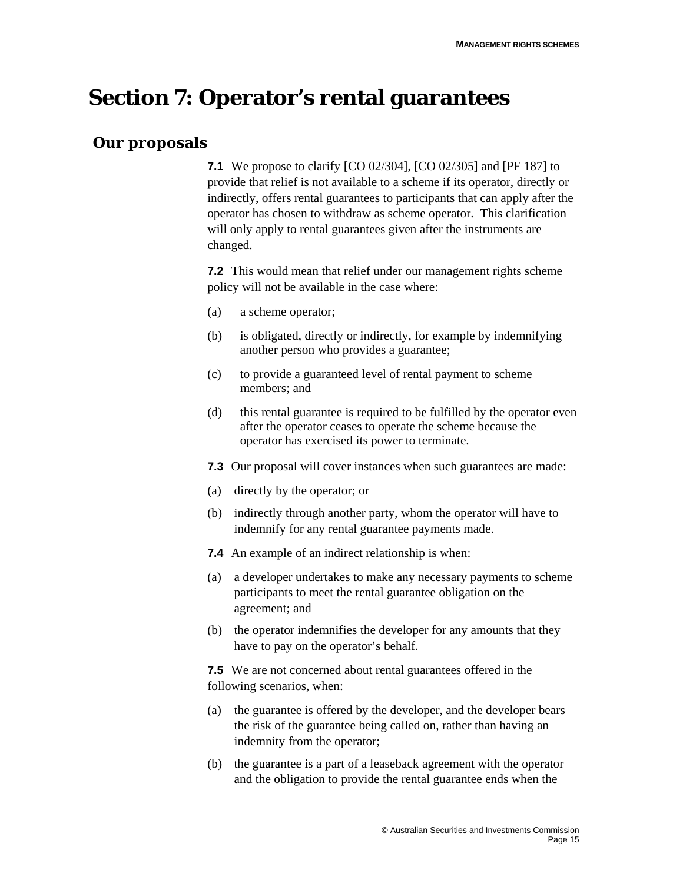# Section 7: Operator's rental guarantees

## Our proposals

**7.1** We propose to clarify [CO 02/304], [CO 02/305] and [PF 187] to provide that relief is not available to a scheme if its operator, directly or indirectly, offers rental guarantees to participants that can apply after the operator has chosen to withdraw as scheme operator. This clarification will only apply to rental guarantees given after the instruments are changed.

**7.2** This would mean that relief under our management rights scheme policy will not be available in the case where:

(a) a scheme operator;

(b) is obligated, directly or indirectly, for example by indemnifying another person who provides a guarantee;

(c) to provide a guaranteed level of rental payment to scheme members; and

(d) this rental guarantee is required to be fulfilled by the operator even after the operator ceases to operate the scheme because the operator has exercised its power to terminate.

**7.3** Our proposal will cover instances when such guarantees are made:

(a) directly by the operator; or

(b) indirectly through another party, whom the operator will have to indemnify for any rental guarantee payments made.

**7.4** An example of an indirect relationship is when:

(a) a developer undertakes to make any necessary payments to scheme participants to meet the rental guarantee obligation on the agreement; and

(b) the operator indemnifies the developer for any amounts that they have to pay on the operator's behalf.

**7.5** We are not concerned about rental guarantees offered in the following scenarios, when:

(a) the guarantee is offered by the developer, and the developer bears the risk of the guarantee being called on, rather than having an indemnity from the operator;

(b) the guarantee is a part of a leaseback agreement with the operator and the obligation to provide the rental guarantee ends when the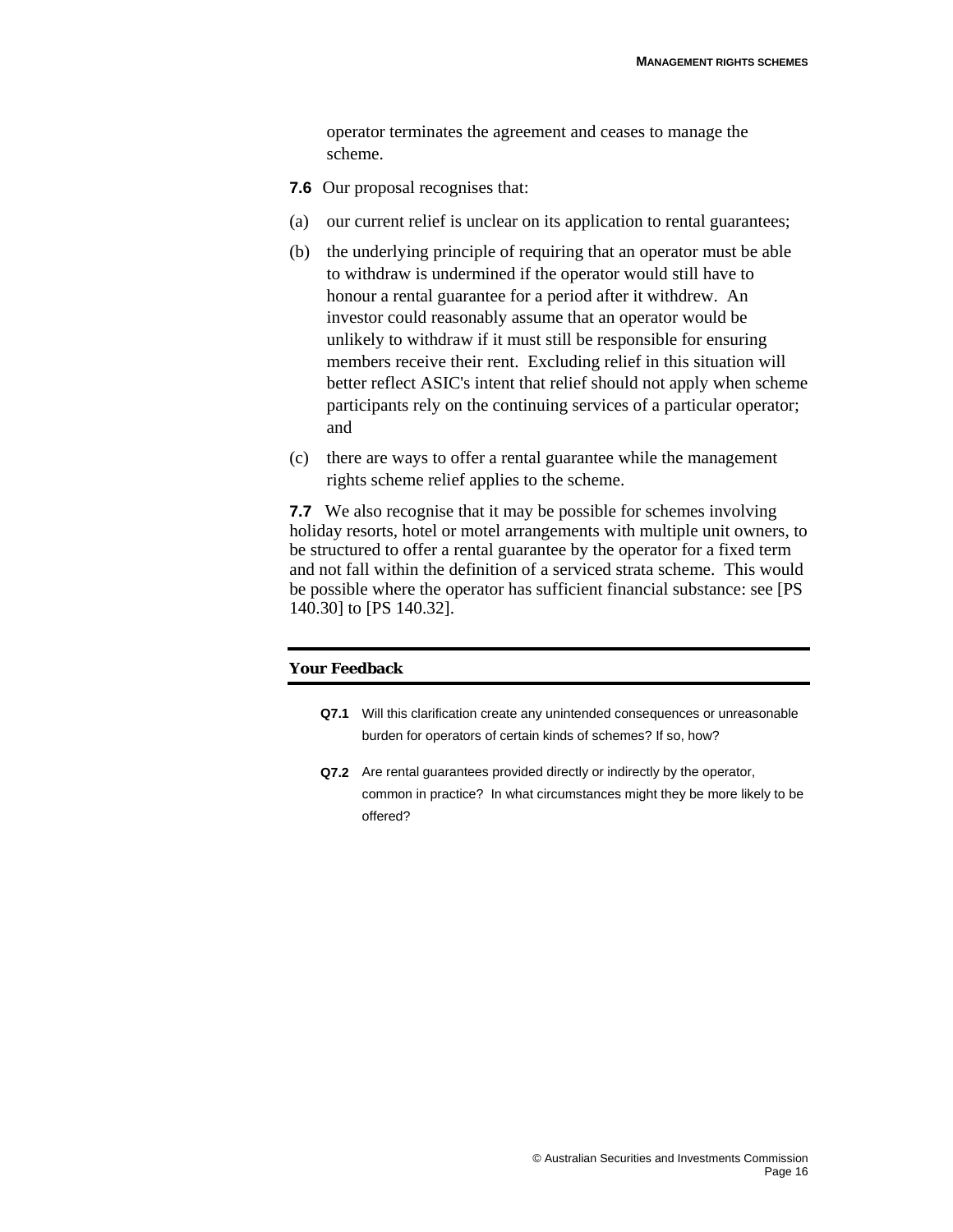operator terminates the agreement and ceases to manage the scheme.

**7.6** Our proposal recognises that:

(a) our current relief is unclear on its application to rental guarantees;

(b) the underlying principle of requiring that an operator must be able to withdraw is undermined if the operator would still have to honour a rental guarantee for a period after it withdrew. An investor could reasonably assume that an operator would be unlikely to withdraw if it must still be responsible for ensuring members receive their rent. Excluding relief in this situation will better reflect ASIC's intent that relief should not apply when scheme participants rely on the continuing services of a particular operator; and

(c) there are ways to offer a rental guarantee while the management rights scheme relief applies to the scheme.

**7.7** We also recognise that it may be possible for schemes involving holiday resorts, hotel or motel arrangements with multiple unit owners, to be structured to offer a rental guarantee by the operator for a fixed term and not fall within the definition of a serviced strata scheme. This would be possible where the operator has sufficient financial substance: see [PS 140.30] to [PS 140.32].

---

**Your Feedback**

---

**Q7.1** Will this clarification create any unintended consequences or unreasonable burden for operators of certain kinds of schemes? If so, how?

**Q7.2** Are rental guarantees provided directly or indirectly by the operator, common in practice? In what circumstances might they be more likely to be offered?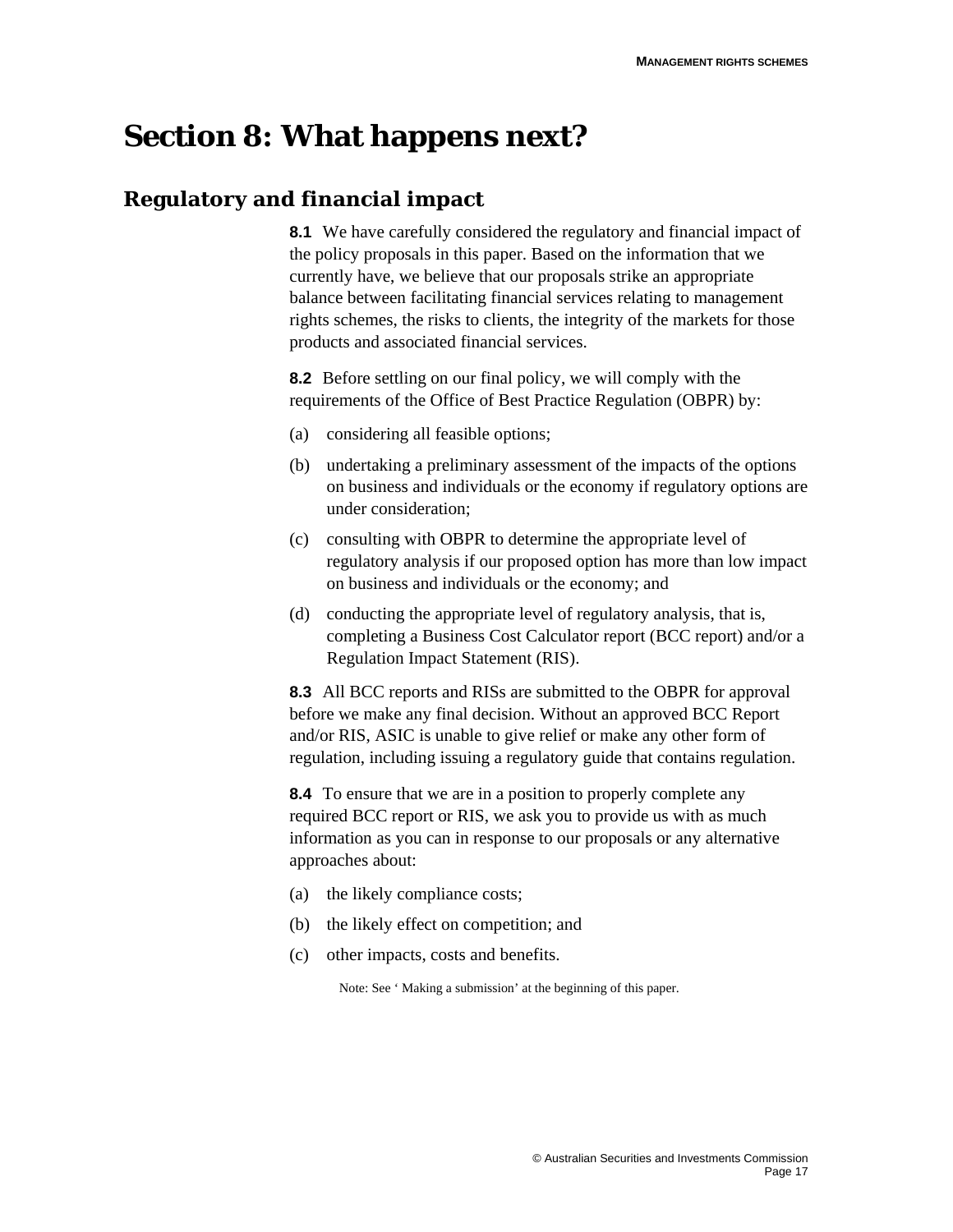# Section 8: What happens next?

## Regulatory and financial impact

**8.1** We have carefully considered the regulatory and financial impact of the policy proposals in this paper. Based on the information that we currently have, we believe that our proposals strike an appropriate balance between facilitating financial services relating to management rights schemes, the risks to clients, the integrity of the markets for those products and associated financial services.

**8.2** Before settling on our final policy, we will comply with the requirements of the Office of Best Practice Regulation (OBPR) by:

(a) considering all feasible options;

(b) undertaking a preliminary assessment of the impacts of the options on business and individuals or the economy if regulatory options are under consideration;

(c) consulting with OBPR to determine the appropriate level of regulatory analysis if our proposed option has more than low impact on business and individuals or the economy; and

(d) conducting the appropriate level of regulatory analysis, that is, completing a Business Cost Calculator report (BCC report) and/or a Regulation Impact Statement (RIS).

**8.3** All BCC reports and RISs are submitted to the OBPR for approval before we make any final decision. Without an approved BCC Report and/or RIS, ASIC is unable to give relief or make any other form of regulation, including issuing a regulatory guide that contains regulation.

**8.4** To ensure that we are in a position to properly complete any required BCC report or RIS, we ask you to provide us with as much information as you can in response to our proposals or any alternative approaches about:

(a) the likely compliance costs;

(b) the likely effect on competition; and

(c) other impacts, costs and benefits.

Note: See ' Making a submission' at the beginning of this paper.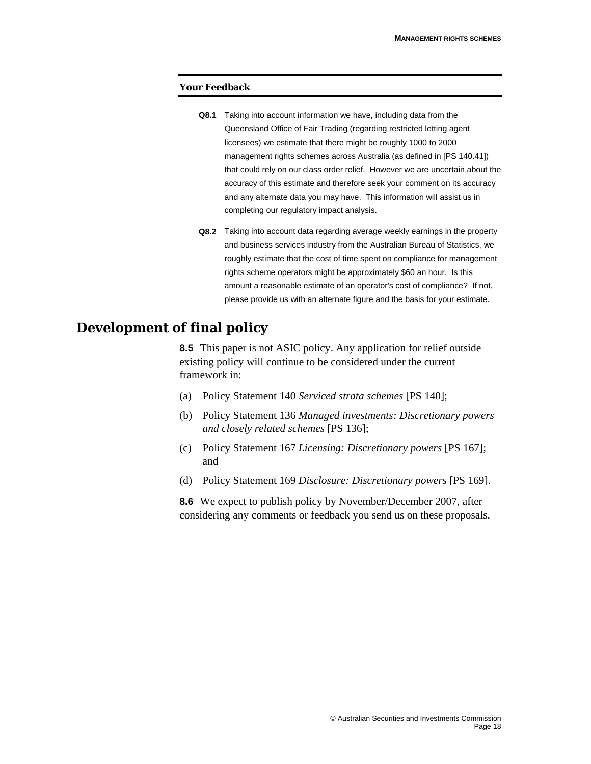**Your Feedback**

**Q8.1** Taking into account information we have, including data from the Queensland Office of Fair Trading (regarding restricted letting agent licensees) we estimate that there might be roughly 1000 to 2000 management rights schemes across Australia (as defined in [PS 140.41]) that could rely on our class order relief. However we are uncertain about the accuracy of this estimate and therefore seek your comment on its accuracy and any alternate data you may have. This information will assist us in completing our regulatory impact analysis.

**Q8.2** Taking into account data regarding average weekly earnings in the property and business services industry from the Australian Bureau of Statistics, we roughly estimate that the cost of time spent on compliance for management rights scheme operators might be approximately $60 an hour. Is this amount a reasonable estimate of an operator's cost of compliance? If not, please provide us with an alternate figure and the basis for your estimate.

## Development of final policy

**8.5** This paper is not ASIC policy. Any application for relief outside existing policy will continue to be considered under the current framework in:

(a) Policy Statement 140 *Serviced strata schemes* [PS 140];

(b) Policy Statement 136 *Managed investments: Discretionary powers and closely related schemes* [PS 136];

(c) Policy Statement 167 *Licensing: Discretionary powers* [PS 167]; and

(d) Policy Statement 169 *Disclosure: Discretionary powers* [PS 169].

**8.6** We expect to publish policy by November/December 2007, after considering any comments or feedback you send us on these proposals.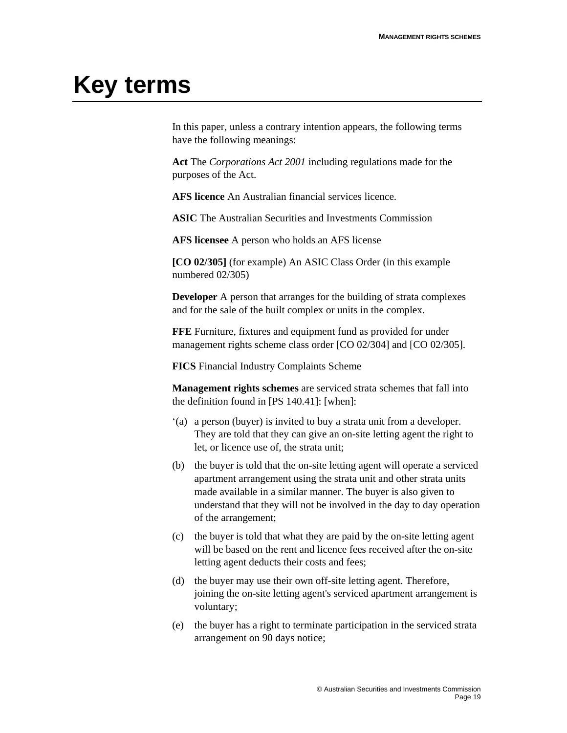# Key terms

In this paper, unless a contrary intention appears, the following terms have the following meanings:

**Act** The *Corporations Act 2001* including regulations made for the purposes of the Act.

**AFS licence** An Australian financial services licence.

**ASIC** The Australian Securities and Investments Commission

**AFS licensee** A person who holds an AFS license

**[CO 02/305]** (for example) An ASIC Class Order (in this example numbered 02/305)

**Developer** A person that arranges for the building of strata complexes and for the sale of the built complex or units in the complex.

**FFE** Furniture, fixtures and equipment fund as provided for under management rights scheme class order [CO 02/304] and [CO 02/305].

**FICS** Financial Industry Complaints Scheme

**Management rights schemes** are serviced strata schemes that fall into the definition found in [PS 140.41]: [when]:

‘(a) a person (buyer) is invited to buy a strata unit from a developer. They are told that they can give an on-site letting agent the right to let, or licence use of, the strata unit;

(b) the buyer is told that the on-site letting agent will operate a serviced apartment arrangement using the strata unit and other strata units made available in a similar manner. The buyer is also given to understand that they will not be involved in the day to day operation of the arrangement;

(c) the buyer is told that what they are paid by the on-site letting agent will be based on the rent and licence fees received after the on-site letting agent deducts their costs and fees;

(d) the buyer may use their own off-site letting agent. Therefore, joining the on-site letting agent's serviced apartment arrangement is voluntary;

(e) the buyer has a right to terminate participation in the serviced strata arrangement on 90 days notice;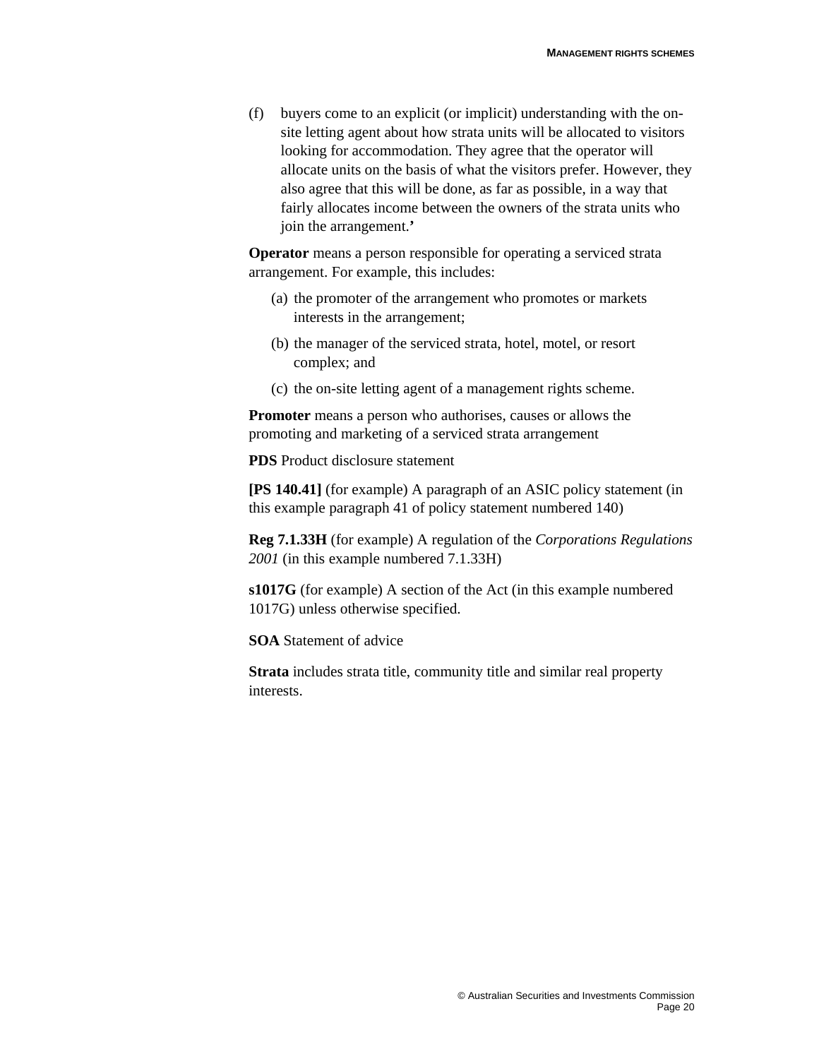(f) buyers come to an explicit (or implicit) understanding with the on-site letting agent about how strata units will be allocated to visitors looking for accommodation. They agree that the operator will allocate units on the basis of what the visitors prefer. However, they also agree that this will be done, as far as possible, in a way that fairly allocates income between the owners of the strata units who join the arrangement.**’**

**Operator** means a person responsible for operating a serviced strata arrangement. For example, this includes:

(a) the promoter of the arrangement who promotes or markets interests in the arrangement;

(b) the manager of the serviced strata, hotel, motel, or resort complex; and

(c) the on-site letting agent of a management rights scheme.

**Promoter** means a person who authorises, causes or allows the promoting and marketing of a serviced strata arrangement

**PDS** Product disclosure statement

**[PS 140.41]** (for example) A paragraph of an ASIC policy statement (in this example paragraph 41 of policy statement numbered 140)

**Reg 7.1.33H** (for example) A regulation of the *Corporations Regulations 2001* (in this example numbered 7.1.33H)

**s1017G** (for example) A section of the Act (in this example numbered 1017G) unless otherwise specified.

**SOA** Statement of advice

**Strata** includes strata title, community title and similar real property interests.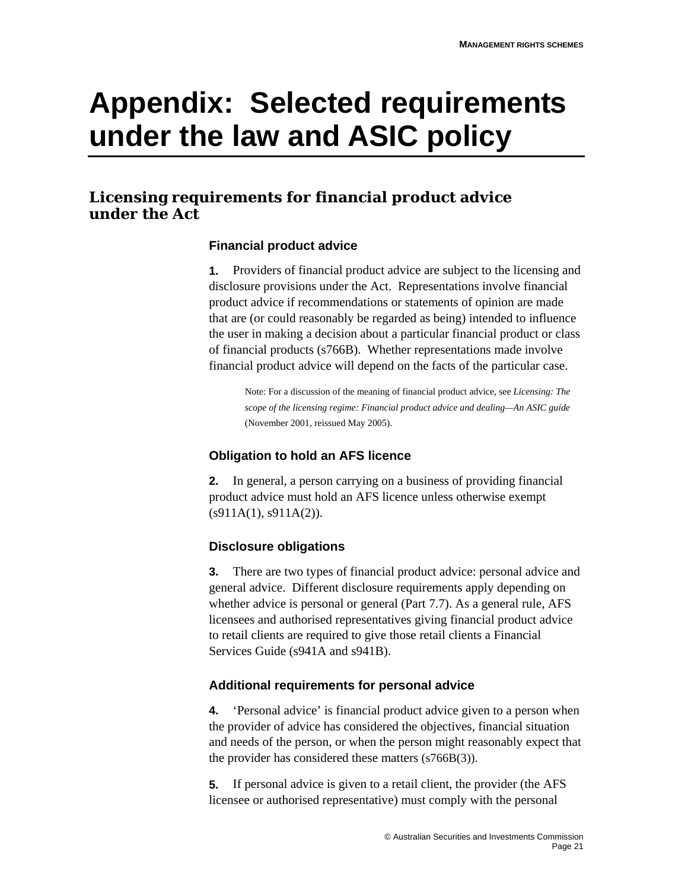# Appendix: Selected requirements under the law and ASIC policy

## Licensing requirements for financial product advice under the Act

### Financial product advice

**1.** Providers of financial product advice are subject to the licensing and disclosure provisions under the Act. Representations involve financial product advice if recommendations or statements of opinion are made that are (or could reasonably be regarded as being) intended to influence the user in making a decision about a particular financial product or class of financial products (s766B). Whether representations made involve financial product advice will depend on the facts of the particular case.

> Note: For a discussion of the meaning of financial product advice, see *Licensing: The scope of the licensing regime: Financial product advice and dealing—An ASIC guide* (November 2001, reissued May 2005).

### Obligation to hold an AFS licence

**2.** In general, a person carrying on a business of providing financial product advice must hold an AFS licence unless otherwise exempt (s911A(1), s911A(2)).

### Disclosure obligations

**3.** There are two types of financial product advice: personal advice and general advice. Different disclosure requirements apply depending on whether advice is personal or general (Part 7.7). As a general rule, AFS licensees and authorised representatives giving financial product advice to retail clients are required to give those retail clients a Financial Services Guide (s941A and s941B).

### Additional requirements for personal advice

**4.** 'Personal advice' is financial product advice given to a person when the provider of advice has considered the objectives, financial situation and needs of the person, or when the person might reasonably expect that the provider has considered these matters (s766B(3)).

**5.** If personal advice is given to a retail client, the provider (the AFS licensee or authorised representative) must comply with the personal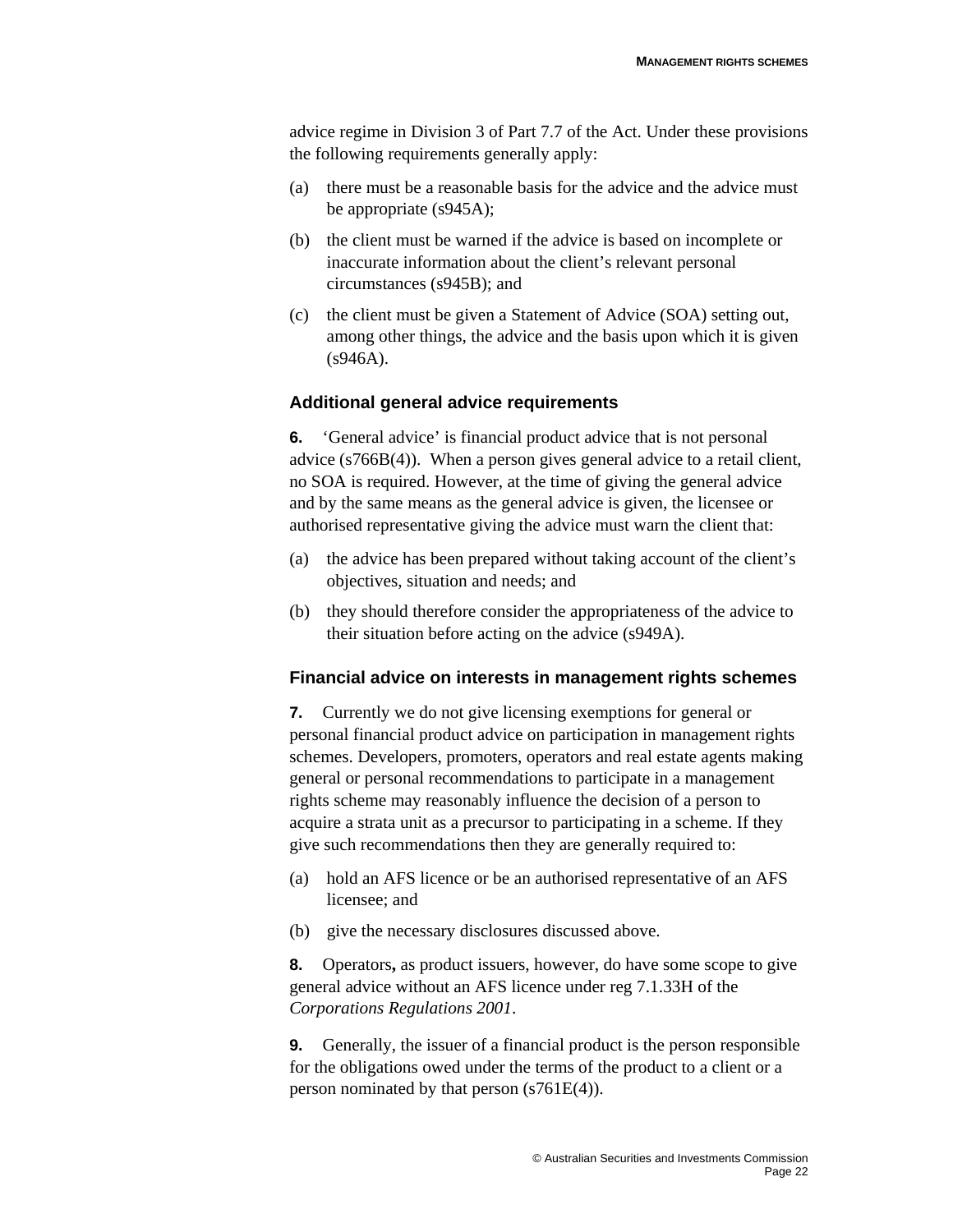advice regime in Division 3 of Part 7.7 of the Act. Under these provisions the following requirements generally apply:

(a) there must be a reasonable basis for the advice and the advice must be appropriate (s945A);

(b) the client must be warned if the advice is based on incomplete or inaccurate information about the client's relevant personal circumstances (s945B); and

(c) the client must be given a Statement of Advice (SOA) setting out, among other things, the advice and the basis upon which it is given (s946A).

### Additional general advice requirements

**6.** 'General advice' is financial product advice that is not personal advice (s766B(4)). When a person gives general advice to a retail client, no SOA is required. However, at the time of giving the general advice and by the same means as the general advice is given, the licensee or authorised representative giving the advice must warn the client that:

(a) the advice has been prepared without taking account of the client's objectives, situation and needs; and

(b) they should therefore consider the appropriateness of the advice to their situation before acting on the advice (s949A).

### Financial advice on interests in management rights schemes

**7.** Currently we do not give licensing exemptions for general or personal financial product advice on participation in management rights schemes. Developers, promoters, operators and real estate agents making general or personal recommendations to participate in a management rights scheme may reasonably influence the decision of a person to acquire a strata unit as a precursor to participating in a scheme. If they give such recommendations then they are generally required to:

(a) hold an AFS licence or be an authorised representative of an AFS licensee; and

(b) give the necessary disclosures discussed above.

**8.** Operators**,** as product issuers, however, do have some scope to give general advice without an AFS licence under reg 7.1.33H of the *Corporations Regulations 2001*.

**9.** Generally, the issuer of a financial product is the person responsible for the obligations owed under the terms of the product to a client or a person nominated by that person (s761E(4)).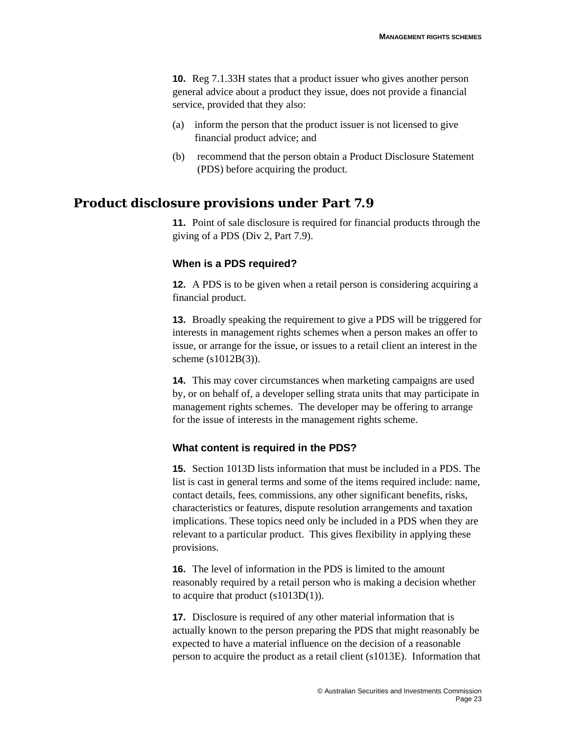**10.** Reg 7.1.33H states that a product issuer who gives another person general advice about a product they issue, does not provide a financial service, provided that they also:

(a) inform the person that the product issuer is not licensed to give financial product advice; and

(b) recommend that the person obtain a Product Disclosure Statement (PDS) before acquiring the product.

## Product disclosure provisions under Part 7.9

**11.** Point of sale disclosure is required for financial products through the giving of a PDS (Div 2, Part 7.9).

### When is a PDS required?

**12.** A PDS is to be given when a retail person is considering acquiring a financial product.

**13.** Broadly speaking the requirement to give a PDS will be triggered for interests in management rights schemes when a person makes an offer to issue, or arrange for the issue, or issues to a retail client an interest in the scheme (s1012B(3)).

**14.** This may cover circumstances when marketing campaigns are used by, or on behalf of, a developer selling strata units that may participate in management rights schemes. The developer may be offering to arrange for the issue of interests in the management rights scheme.

### What content is required in the PDS?

**15.** Section 1013D lists information that must be included in a PDS. The list is cast in general terms and some of the items required include: name, contact details, fees, commissions, any other significant benefits, risks, characteristics or features, dispute resolution arrangements and taxation implications. These topics need only be included in a PDS when they are relevant to a particular product. This gives flexibility in applying these provisions.

**16.** The level of information in the PDS is limited to the amount reasonably required by a retail person who is making a decision whether to acquire that product (s1013D(1)).

**17.** Disclosure is required of any other material information that is actually known to the person preparing the PDS that might reasonably be expected to have a material influence on the decision of a reasonable person to acquire the product as a retail client (s1013E). Information that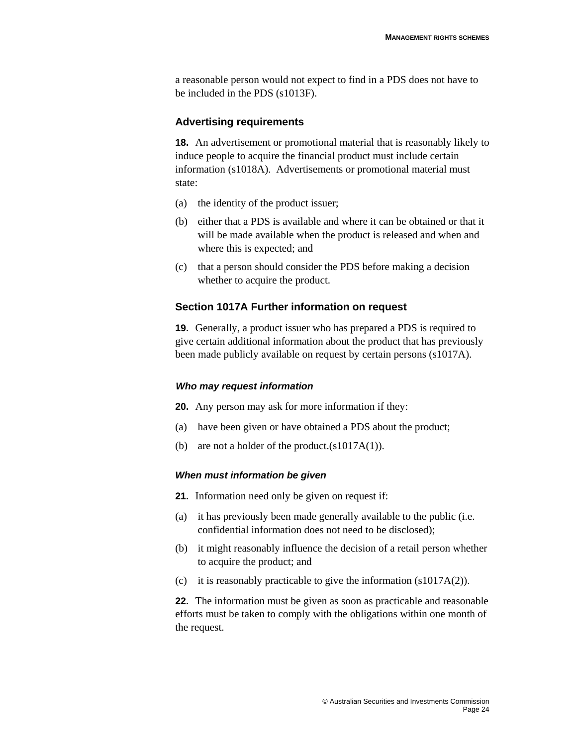a reasonable person would not expect to find in a PDS does not have to be included in the PDS (s1013F).

### Advertising requirements

**18.** An advertisement or promotional material that is reasonably likely to induce people to acquire the financial product must include certain information (s1018A). Advertisements or promotional material must state:

(a) the identity of the product issuer;

(b) either that a PDS is available and where it can be obtained or that it will be made available when the product is released and when and where this is expected; and

(c) that a person should consider the PDS before making a decision whether to acquire the product.

### Section 1017A Further information on request

**19.** Generally, a product issuer who has prepared a PDS is required to give certain additional information about the product that has previously been made publicly available on request by certain persons (s1017A).

#### *Who may request information*

**20.** Any person may ask for more information if they:

(a) have been given or have obtained a PDS about the product;

(b) are not a holder of the product.(s1017A(1)).

#### *When must information be given*

**21.** Information need only be given on request if:

(a) it has previously been made generally available to the public (i.e. confidential information does not need to be disclosed);

(b) it might reasonably influence the decision of a retail person whether to acquire the product; and

(c) it is reasonably practicable to give the information (s1017A(2)).

**22.** The information must be given as soon as practicable and reasonable efforts must be taken to comply with the obligations within one month of the request.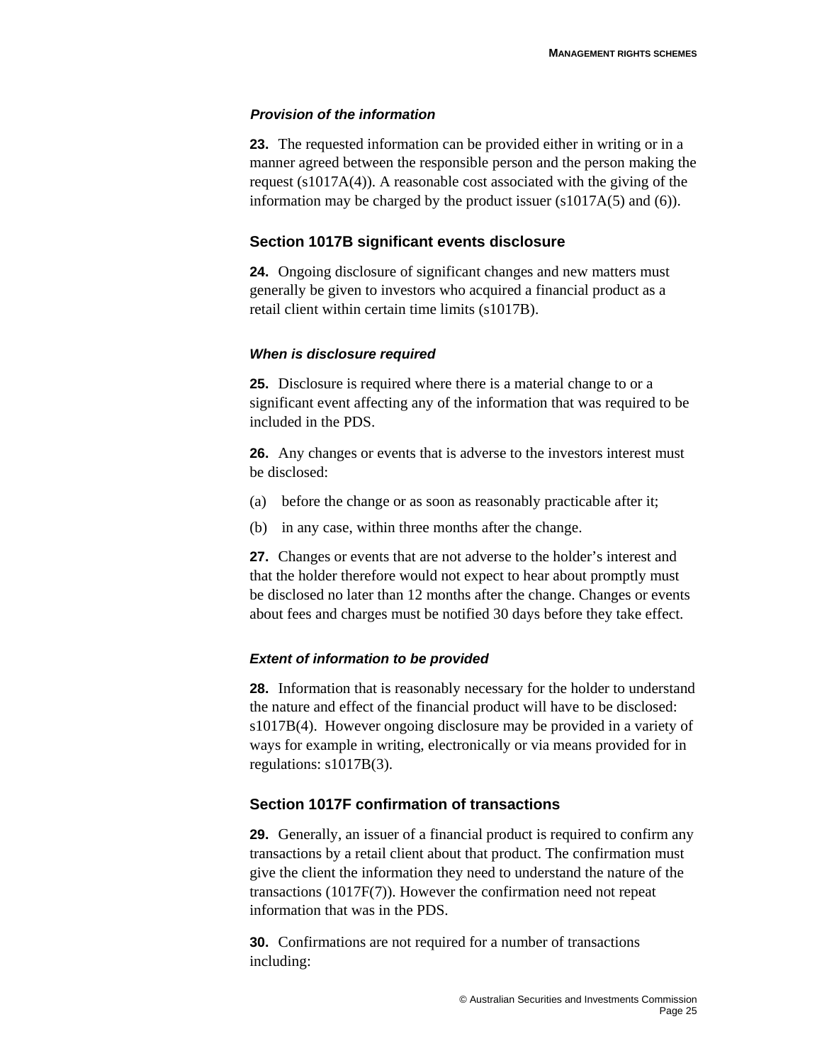#### *Provision of the information*

**23.** The requested information can be provided either in writing or in a manner agreed between the responsible person and the person making the request (s1017A(4)). A reasonable cost associated with the giving of the information may be charged by the product issuer (s1017A(5) and (6)).

### Section 1017B significant events disclosure

**24.** Ongoing disclosure of significant changes and new matters must generally be given to investors who acquired a financial product as a retail client within certain time limits (s1017B).

#### *When is disclosure required*

**25.** Disclosure is required where there is a material change to or a significant event affecting any of the information that was required to be included in the PDS.

**26.** Any changes or events that is adverse to the investors interest must be disclosed:

(a) before the change or as soon as reasonably practicable after it;

(b) in any case, within three months after the change.

**27.** Changes or events that are not adverse to the holder's interest and that the holder therefore would not expect to hear about promptly must be disclosed no later than 12 months after the change. Changes or events about fees and charges must be notified 30 days before they take effect.

#### *Extent of information to be provided*

**28.** Information that is reasonably necessary for the holder to understand the nature and effect of the financial product will have to be disclosed: s1017B(4). However ongoing disclosure may be provided in a variety of ways for example in writing, electronically or via means provided for in regulations: s1017B(3).

### Section 1017F confirmation of transactions

**29.** Generally, an issuer of a financial product is required to confirm any transactions by a retail client about that product. The confirmation must give the client the information they need to understand the nature of the transactions (1017F(7)). However the confirmation need not repeat information that was in the PDS.

**30.** Confirmations are not required for a number of transactions including: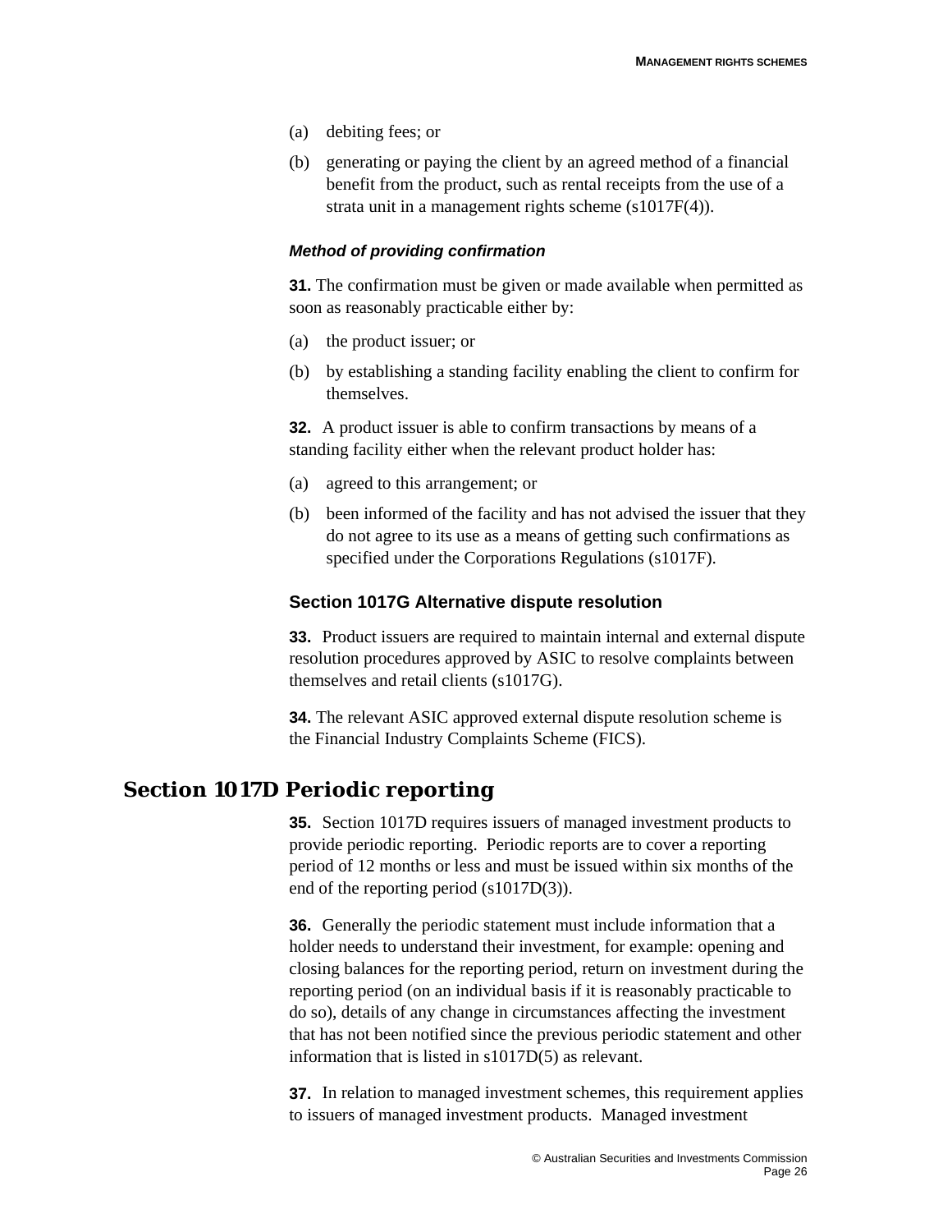(a) debiting fees; or

(b) generating or paying the client by an agreed method of a financial benefit from the product, such as rental receipts from the use of a strata unit in a management rights scheme (s1017F(4)).

#### *Method of providing confirmation*

**31.** The confirmation must be given or made available when permitted as soon as reasonably practicable either by:

(a) the product issuer; or

(b) by establishing a standing facility enabling the client to confirm for themselves.

**32.** A product issuer is able to confirm transactions by means of a standing facility either when the relevant product holder has:

(a) agreed to this arrangement; or

(b) been informed of the facility and has not advised the issuer that they do not agree to its use as a means of getting such confirmations as specified under the Corporations Regulations (s1017F).

### Section 1017G Alternative dispute resolution

**33.** Product issuers are required to maintain internal and external dispute resolution procedures approved by ASIC to resolve complaints between themselves and retail clients (s1017G).

**34.** The relevant ASIC approved external dispute resolution scheme is the Financial Industry Complaints Scheme (FICS).

## Section 1017D Periodic reporting

**35.** Section 1017D requires issuers of managed investment products to provide periodic reporting. Periodic reports are to cover a reporting period of 12 months or less and must be issued within six months of the end of the reporting period (s1017D(3)).

**36.** Generally the periodic statement must include information that a holder needs to understand their investment, for example: opening and closing balances for the reporting period, return on investment during the reporting period (on an individual basis if it is reasonably practicable to do so), details of any change in circumstances affecting the investment that has not been notified since the previous periodic statement and other information that is listed in s1017D(5) as relevant.

**37.** In relation to managed investment schemes, this requirement applies to issuers of managed investment products. Managed investment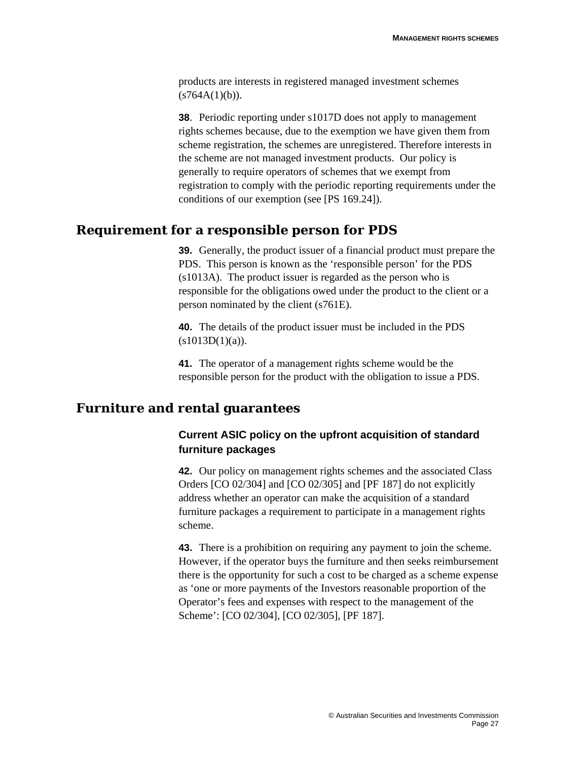products are interests in registered managed investment schemes (s764A(1)(b)).

**38**. Periodic reporting under s1017D does not apply to management rights schemes because, due to the exemption we have given them from scheme registration, the schemes are unregistered. Therefore interests in the scheme are not managed investment products. Our policy is generally to require operators of schemes that we exempt from registration to comply with the periodic reporting requirements under the conditions of our exemption (see [PS 169.24]).

## Requirement for a responsible person for PDS

**39.** Generally, the product issuer of a financial product must prepare the PDS. This person is known as the 'responsible person' for the PDS (s1013A). The product issuer is regarded as the person who is responsible for the obligations owed under the product to the client or a person nominated by the client (s761E).

**40.** The details of the product issuer must be included in the PDS (s1013D(1)(a)).

**41.** The operator of a management rights scheme would be the responsible person for the product with the obligation to issue a PDS.

## Furniture and rental guarantees

### Current ASIC policy on the upfront acquisition of standard furniture packages

**42.** Our policy on management rights schemes and the associated Class Orders [CO 02/304] and [CO 02/305] and [PF 187] do not explicitly address whether an operator can make the acquisition of a standard furniture packages a requirement to participate in a management rights scheme.

**43.** There is a prohibition on requiring any payment to join the scheme. However, if the operator buys the furniture and then seeks reimbursement there is the opportunity for such a cost to be charged as a scheme expense as 'one or more payments of the Investors reasonable proportion of the Operator's fees and expenses with respect to the management of the Scheme': [CO 02/304], [CO 02/305], [PF 187].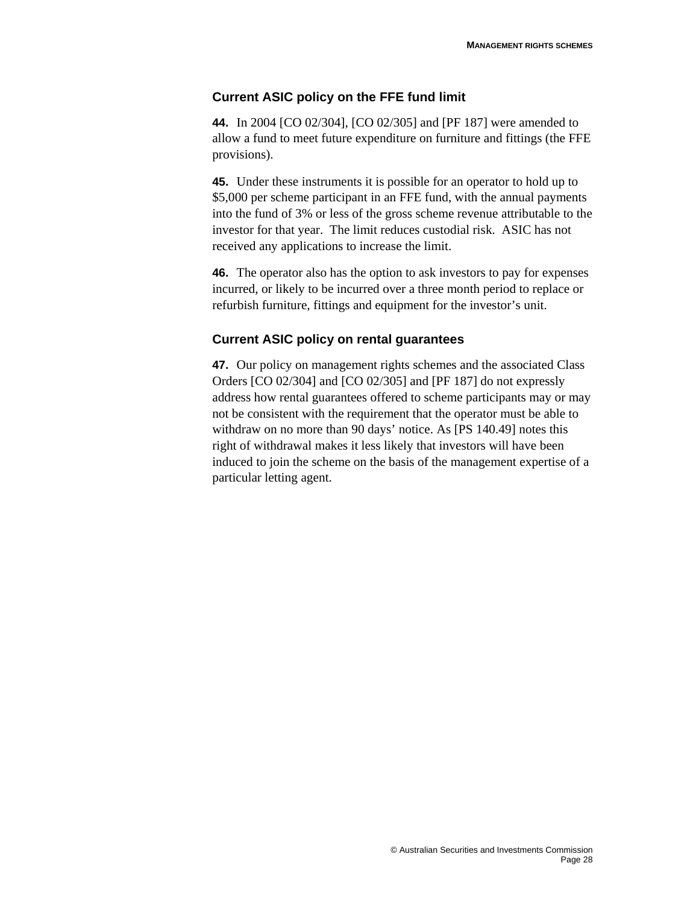### Current ASIC policy on the FFE fund limit

**44.** In 2004 [CO 02/304], [CO 02/305] and [PF 187] were amended to allow a fund to meet future expenditure on furniture and fittings (the FFE provisions).

**45.** Under these instruments it is possible for an operator to hold up to $5,000 per scheme participant in an FFE fund, with the annual payments into the fund of 3% or less of the gross scheme revenue attributable to the investor for that year. The limit reduces custodial risk. ASIC has not received any applications to increase the limit.

**46.** The operator also has the option to ask investors to pay for expenses incurred, or likely to be incurred over a three month period to replace or refurbish furniture, fittings and equipment for the investor's unit.

### Current ASIC policy on rental guarantees

**47.** Our policy on management rights schemes and the associated Class Orders [CO 02/304] and [CO 02/305] and [PF 187] do not expressly address how rental guarantees offered to scheme participants may or may not be consistent with the requirement that the operator must be able to withdraw on no more than 90 days' notice. As [PS 140.49] notes this right of withdrawal makes it less likely that investors will have been induced to join the scheme on the basis of the management expertise of a particular letting agent.